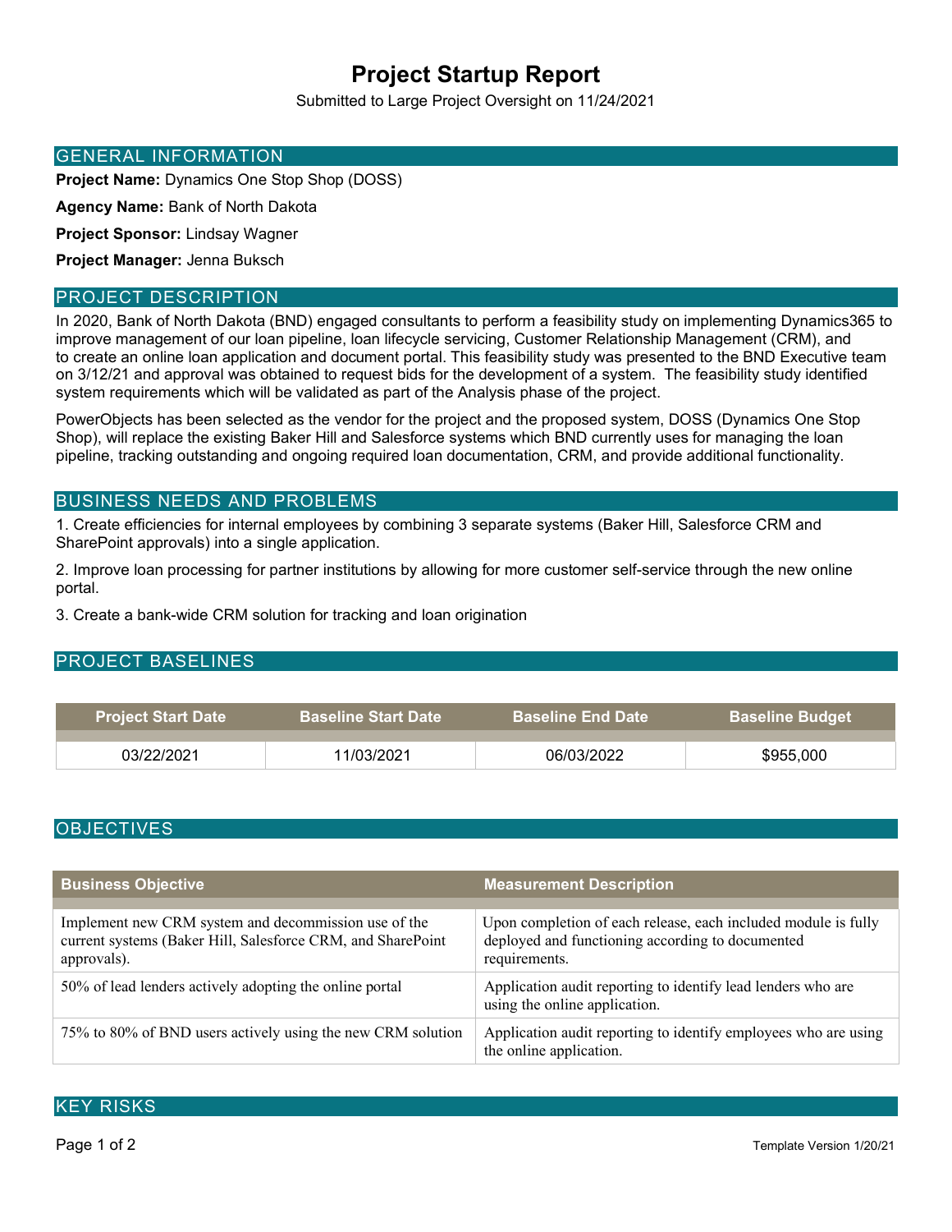# Project Startup Report

Submitted to Large Project Oversight on 11/24/2021

## GENERAL INFORMATION

**Project Name:** Dynamics One Stop Shop (DOSS)

**Agency Name:** Bank of North Dakota

**Project Sponsor:** Lindsay Wagner

**Project Manager:** Jenna Buksch

## PROJECT DESCRIPTION

In 2020, Bank of North Dakota (BND) engaged consultants to perform a feasibility study on implementing Dynamics365 to improve management of our loan pipeline, loan lifecycle servicing, Customer Relationship Management (CRM), and to create an online loan application and document portal. This feasibility study was presented to the BND Executive team on 3/12/21 and approval was obtained to request bids for the development of a system. The feasibility study identified system requirements which will be validated as part of the Analysis phase of the project.

PowerObjects has been selected as the vendor for the project and the proposed system, DOSS (Dynamics One Stop Shop), will replace the existing Baker Hill and Salesforce systems which BND currently uses for managing the loan pipeline, tracking outstanding and ongoing required loan documentation, CRM, and provide additional functionality.

## BUSINESS NEEDS AND PROBLEMS

1. Create efficiencies for internal employees by combining 3 separate systems (Baker Hill, Salesforce CRM and SharePoint approvals) into a single application.

2. Improve loan processing for partner institutions by allowing for more customer self-service through the new online portal.

3. Create a bank-wide CRM solution for tracking and loan origination

## PROJECT BASELINES

| Project Start Date | Baseline Start Date | Baseline End Date | Baseline Budget |
|---|---|---|---|
| 03/22/2021 | 11/03/2021 | 06/03/2022 | $955,000 |

## OBJECTIVES

| Business Objective | Measurement Description |
|---|---|
| Implement new CRM system and decommission use of the current systems (Baker Hill, Salesforce CRM, and SharePoint approvals). | Upon completion of each release, each included module is fully deployed and functioning according to documented requirements. |
| 50% of lead lenders actively adopting the online portal | Application audit reporting to identify lead lenders who are using the online application. |
| 75% to 80% of BND users actively using the new CRM solution | Application audit reporting to identify employees who are using the online application. |

## KEY RISKS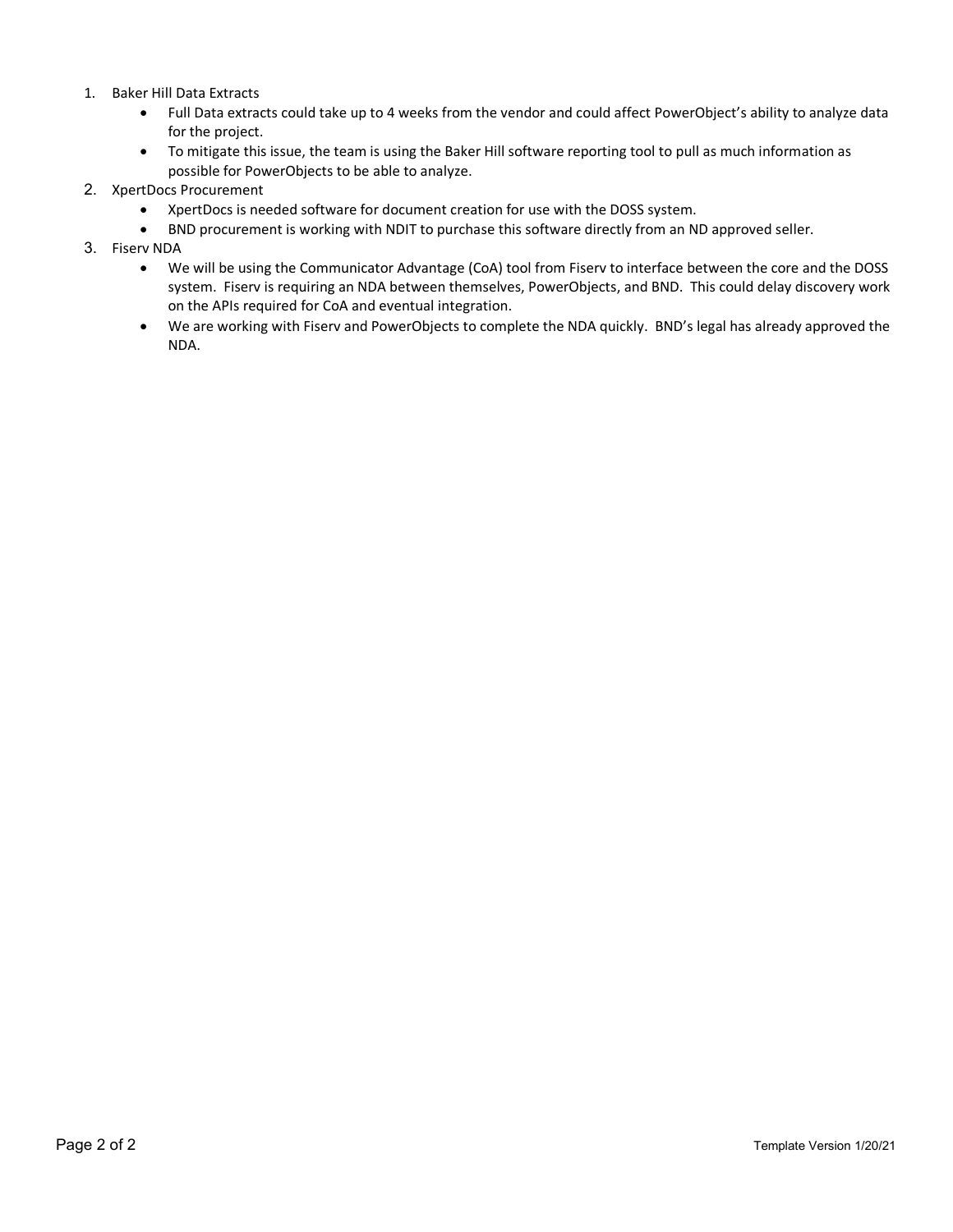1. Baker Hill Data Extracts
   - Full Data extracts could take up to 4 weeks from the vendor and could affect PowerObject's ability to analyze data for the project.
   - To mitigate this issue, the team is using the Baker Hill software reporting tool to pull as much information as possible for PowerObjects to be able to analyze.
2. XpertDocs Procurement
   - XpertDocs is needed software for document creation for use with the DOSS system.
   - BND procurement is working with NDIT to purchase this software directly from an ND approved seller.
3. Fiserv NDA
   - We will be using the Communicator Advantage (CoA) tool from Fiserv to interface between the core and the DOSS system. Fiserv is requiring an NDA between themselves, PowerObjects, and BND. This could delay discovery work on the APIs required for CoA and eventual integration.
   - We are working with Fiserv and PowerObjects to complete the NDA quickly. BND's legal has already approved the NDA.